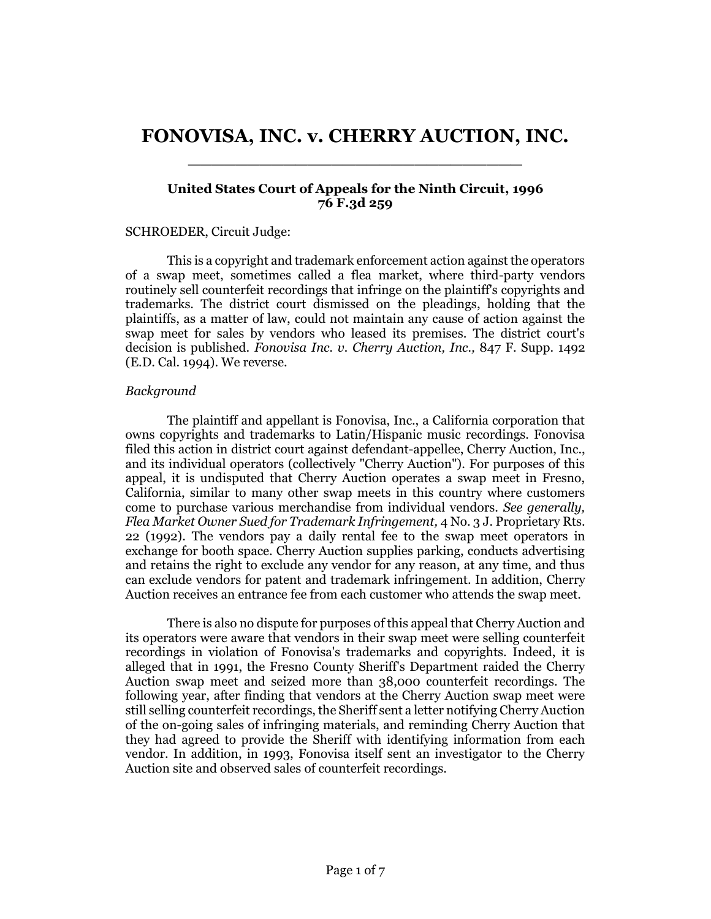# FONOVISA, INC. v. CHERRY AUCTION, INC.

**United States Court of Appeals for the Ninth Circuit, 1996**
**76 F.3d 259**

SCHROEDER, Circuit Judge:

This is a copyright and trademark enforcement action against the operators of a swap meet, sometimes called a flea market, where third-party vendors routinely sell counterfeit recordings that infringe on the plaintiff's copyrights and trademarks. The district court dismissed on the pleadings, holding that the plaintiffs, as a matter of law, could not maintain any cause of action against the swap meet for sales by vendors who leased its premises. The district court's decision is published. *Fonovisa Inc. v. Cherry Auction, Inc.,* 847 F. Supp. 1492 (E.D. Cal. 1994). We reverse.

*Background*

The plaintiff and appellant is Fonovisa, Inc., a California corporation that owns copyrights and trademarks to Latin/Hispanic music recordings. Fonovisa filed this action in district court against defendant-appellee, Cherry Auction, Inc., and its individual operators (collectively "Cherry Auction"). For purposes of this appeal, it is undisputed that Cherry Auction operates a swap meet in Fresno, California, similar to many other swap meets in this country where customers come to purchase various merchandise from individual vendors. *See generally, Flea Market Owner Sued for Trademark Infringement,* 4 No. 3 J. Proprietary Rts. 22 (1992). The vendors pay a daily rental fee to the swap meet operators in exchange for booth space. Cherry Auction supplies parking, conducts advertising and retains the right to exclude any vendor for any reason, at any time, and thus can exclude vendors for patent and trademark infringement. In addition, Cherry Auction receives an entrance fee from each customer who attends the swap meet.

There is also no dispute for purposes of this appeal that Cherry Auction and its operators were aware that vendors in their swap meet were selling counterfeit recordings in violation of Fonovisa's trademarks and copyrights. Indeed, it is alleged that in 1991, the Fresno County Sheriff's Department raided the Cherry Auction swap meet and seized more than 38,000 counterfeit recordings. The following year, after finding that vendors at the Cherry Auction swap meet were still selling counterfeit recordings, the Sheriff sent a letter notifying Cherry Auction of the on-going sales of infringing materials, and reminding Cherry Auction that they had agreed to provide the Sheriff with identifying information from each vendor. In addition, in 1993, Fonovisa itself sent an investigator to the Cherry Auction site and observed sales of counterfeit recordings.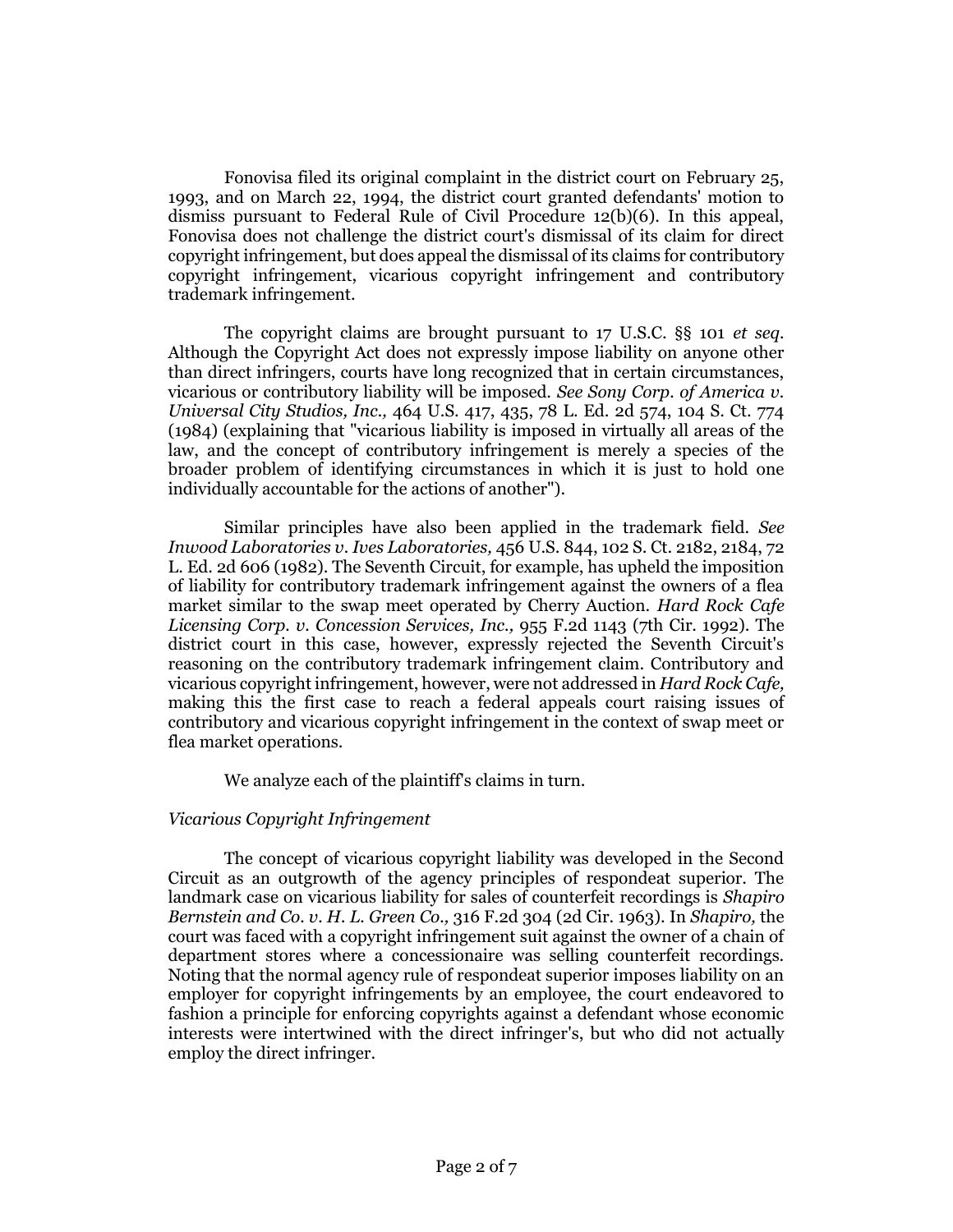Fonovisa filed its original complaint in the district court on February 25, 1993, and on March 22, 1994, the district court granted defendants' motion to dismiss pursuant to Federal Rule of Civil Procedure 12(b)(6). In this appeal, Fonovisa does not challenge the district court's dismissal of its claim for direct copyright infringement, but does appeal the dismissal of its claims for contributory copyright infringement, vicarious copyright infringement and contributory trademark infringement.

The copyright claims are brought pursuant to 17 U.S.C. §§ 101 *et seq.* Although the Copyright Act does not expressly impose liability on anyone other than direct infringers, courts have long recognized that in certain circumstances, vicarious or contributory liability will be imposed. *See Sony Corp. of America v. Universal City Studios, Inc.,* 464 U.S. 417, 435, 78 L. Ed. 2d 574, 104 S. Ct. 774 (1984) (explaining that "vicarious liability is imposed in virtually all areas of the law, and the concept of contributory infringement is merely a species of the broader problem of identifying circumstances in which it is just to hold one individually accountable for the actions of another").

Similar principles have also been applied in the trademark field. *See Inwood Laboratories v. Ives Laboratories,* 456 U.S. 844, 102 S. Ct. 2182, 2184, 72 L. Ed. 2d 606 (1982). The Seventh Circuit, for example, has upheld the imposition of liability for contributory trademark infringement against the owners of a flea market similar to the swap meet operated by Cherry Auction. *Hard Rock Cafe Licensing Corp. v. Concession Services, Inc.,* 955 F.2d 1143 (7th Cir. 1992). The district court in this case, however, expressly rejected the Seventh Circuit's reasoning on the contributory trademark infringement claim. Contributory and vicarious copyright infringement, however, were not addressed in *Hard Rock Cafe,* making this the first case to reach a federal appeals court raising issues of contributory and vicarious copyright infringement in the context of swap meet or flea market operations.

We analyze each of the plaintiff's claims in turn.

*Vicarious Copyright Infringement*

The concept of vicarious copyright liability was developed in the Second Circuit as an outgrowth of the agency principles of respondeat superior. The landmark case on vicarious liability for sales of counterfeit recordings is *Shapiro Bernstein and Co. v. H. L. Green Co.,* 316 F.2d 304 (2d Cir. 1963). In *Shapiro,* the court was faced with a copyright infringement suit against the owner of a chain of department stores where a concessionaire was selling counterfeit recordings. Noting that the normal agency rule of respondeat superior imposes liability on an employer for copyright infringements by an employee, the court endeavored to fashion a principle for enforcing copyrights against a defendant whose economic interests were intertwined with the direct infringer's, but who did not actually employ the direct infringer.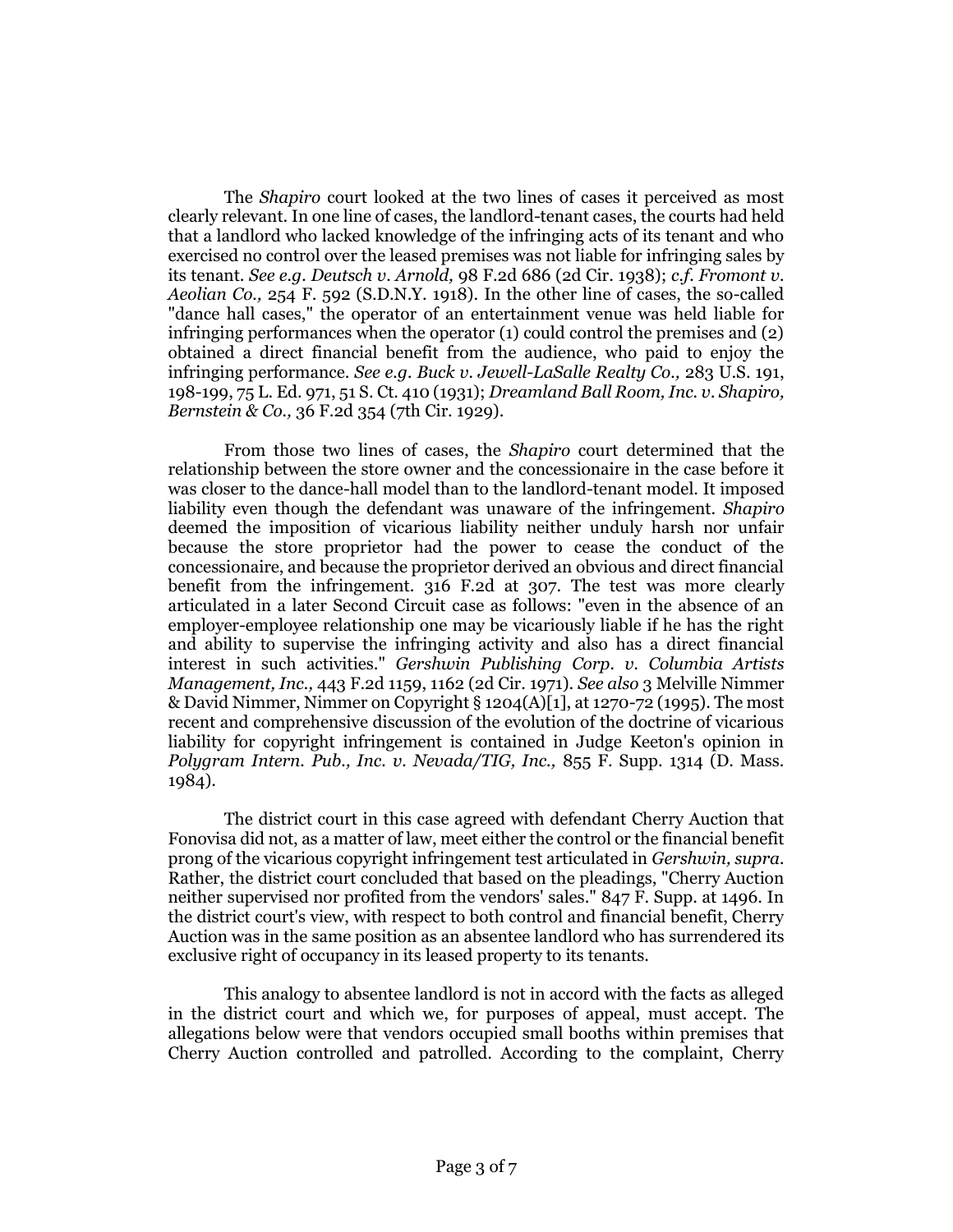The *Shapiro* court looked at the two lines of cases it perceived as most clearly relevant. In one line of cases, the landlord-tenant cases, the courts had held that a landlord who lacked knowledge of the infringing acts of its tenant and who exercised no control over the leased premises was not liable for infringing sales by its tenant. *See e.g. Deutsch v. Arnold,* 98 F.2d 686 (2d Cir. 1938); *c.f. Fromont v. Aeolian Co.,* 254 F. 592 (S.D.N.Y. 1918). In the other line of cases, the so-called "dance hall cases," the operator of an entertainment venue was held liable for infringing performances when the operator (1) could control the premises and (2) obtained a direct financial benefit from the audience, who paid to enjoy the infringing performance. *See e.g. Buck v. Jewell-LaSalle Realty Co.,* 283 U.S. 191, 198-199, 75 L. Ed. 971, 51 S. Ct. 410 (1931); *Dreamland Ball Room, Inc. v. Shapiro, Bernstein & Co.,* 36 F.2d 354 (7th Cir. 1929).

From those two lines of cases, the *Shapiro* court determined that the relationship between the store owner and the concessionaire in the case before it was closer to the dance-hall model than to the landlord-tenant model. It imposed liability even though the defendant was unaware of the infringement. *Shapiro* deemed the imposition of vicarious liability neither unduly harsh nor unfair because the store proprietor had the power to cease the conduct of the concessionaire, and because the proprietor derived an obvious and direct financial benefit from the infringement. 316 F.2d at 307. The test was more clearly articulated in a later Second Circuit case as follows: "even in the absence of an employer-employee relationship one may be vicariously liable if he has the right and ability to supervise the infringing activity and also has a direct financial interest in such activities." *Gershwin Publishing Corp. v. Columbia Artists Management, Inc.,* 443 F.2d 1159, 1162 (2d Cir. 1971). *See also* 3 Melville Nimmer & David Nimmer, Nimmer on Copyright § 1204(A)[1], at 1270-72 (1995). The most recent and comprehensive discussion of the evolution of the doctrine of vicarious liability for copyright infringement is contained in Judge Keeton's opinion in *Polygram Intern. Pub., Inc. v. Nevada/TIG, Inc.,* 855 F. Supp. 1314 (D. Mass. 1984).

The district court in this case agreed with defendant Cherry Auction that Fonovisa did not, as a matter of law, meet either the control or the financial benefit prong of the vicarious copyright infringement test articulated in *Gershwin, supra.* Rather, the district court concluded that based on the pleadings, "Cherry Auction neither supervised nor profited from the vendors' sales." 847 F. Supp. at 1496. In the district court's view, with respect to both control and financial benefit, Cherry Auction was in the same position as an absentee landlord who has surrendered its exclusive right of occupancy in its leased property to its tenants.

This analogy to absentee landlord is not in accord with the facts as alleged in the district court and which we, for purposes of appeal, must accept. The allegations below were that vendors occupied small booths within premises that Cherry Auction controlled and patrolled. According to the complaint, Cherry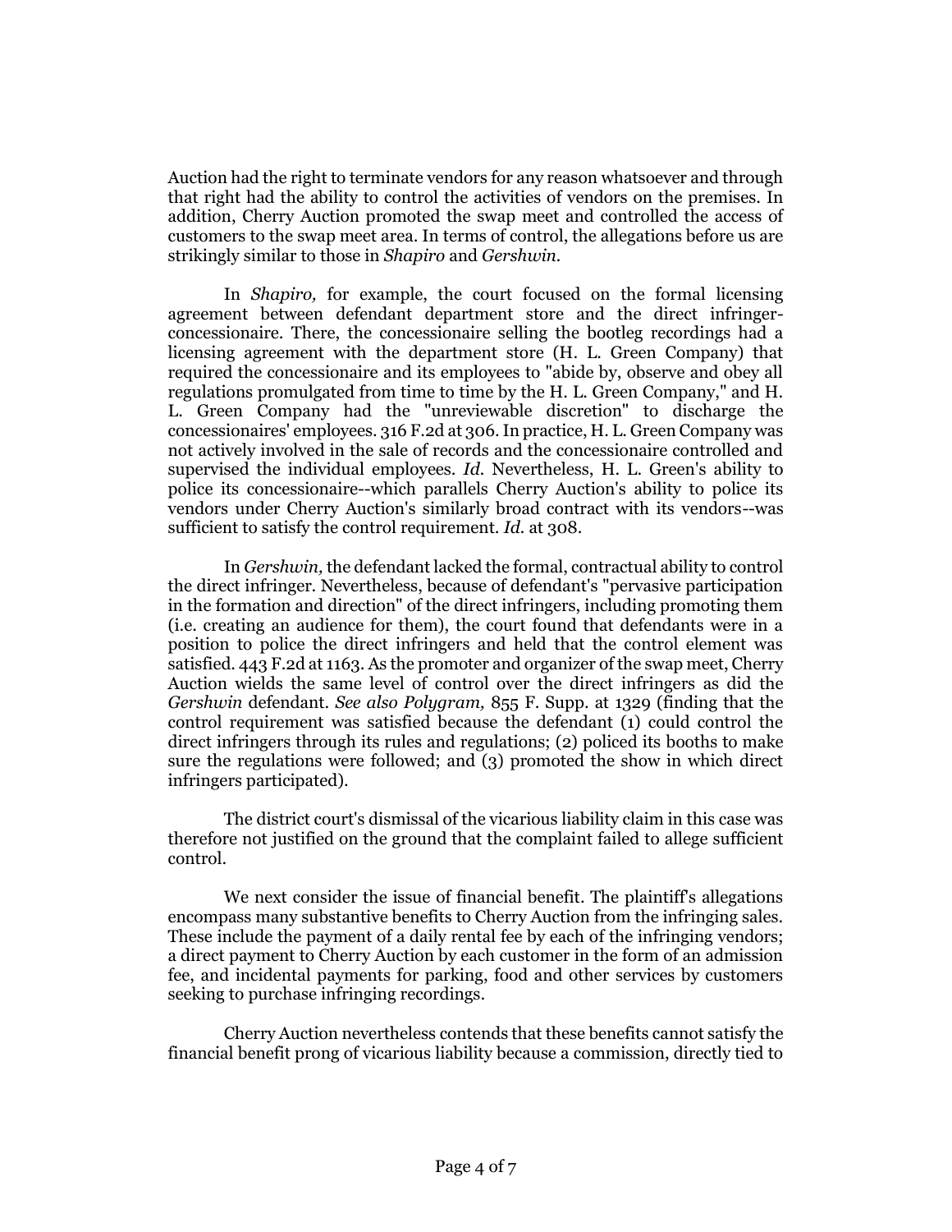Auction had the right to terminate vendors for any reason whatsoever and through that right had the ability to control the activities of vendors on the premises. In addition, Cherry Auction promoted the swap meet and controlled the access of customers to the swap meet area. In terms of control, the allegations before us are strikingly similar to those in *Shapiro* and *Gershwin*.

In *Shapiro,* for example, the court focused on the formal licensing agreement between defendant department store and the direct infringer-concessionaire. There, the concessionaire selling the bootleg recordings had a licensing agreement with the department store (H. L. Green Company) that required the concessionaire and its employees to "abide by, observe and obey all regulations promulgated from time to time by the H. L. Green Company," and H. L. Green Company had the "unreviewable discretion" to discharge the concessionaires' employees. 316 F.2d at 306. In practice, H. L. Green Company was not actively involved in the sale of records and the concessionaire controlled and supervised the individual employees. *Id.* Nevertheless, H. L. Green's ability to police its concessionaire--which parallels Cherry Auction's ability to police its vendors under Cherry Auction's similarly broad contract with its vendors--was sufficient to satisfy the control requirement. *Id.* at 308.

In *Gershwin,* the defendant lacked the formal, contractual ability to control the direct infringer. Nevertheless, because of defendant's "pervasive participation in the formation and direction" of the direct infringers, including promoting them (i.e. creating an audience for them), the court found that defendants were in a position to police the direct infringers and held that the control element was satisfied. 443 F.2d at 1163. As the promoter and organizer of the swap meet, Cherry Auction wields the same level of control over the direct infringers as did the *Gershwin* defendant. *See also Polygram,* 855 F. Supp. at 1329 (finding that the control requirement was satisfied because the defendant (1) could control the direct infringers through its rules and regulations; (2) policed its booths to make sure the regulations were followed; and (3) promoted the show in which direct infringers participated).

The district court's dismissal of the vicarious liability claim in this case was therefore not justified on the ground that the complaint failed to allege sufficient control.

We next consider the issue of financial benefit. The plaintiff's allegations encompass many substantive benefits to Cherry Auction from the infringing sales. These include the payment of a daily rental fee by each of the infringing vendors; a direct payment to Cherry Auction by each customer in the form of an admission fee, and incidental payments for parking, food and other services by customers seeking to purchase infringing recordings.

Cherry Auction nevertheless contends that these benefits cannot satisfy the financial benefit prong of vicarious liability because a commission, directly tied to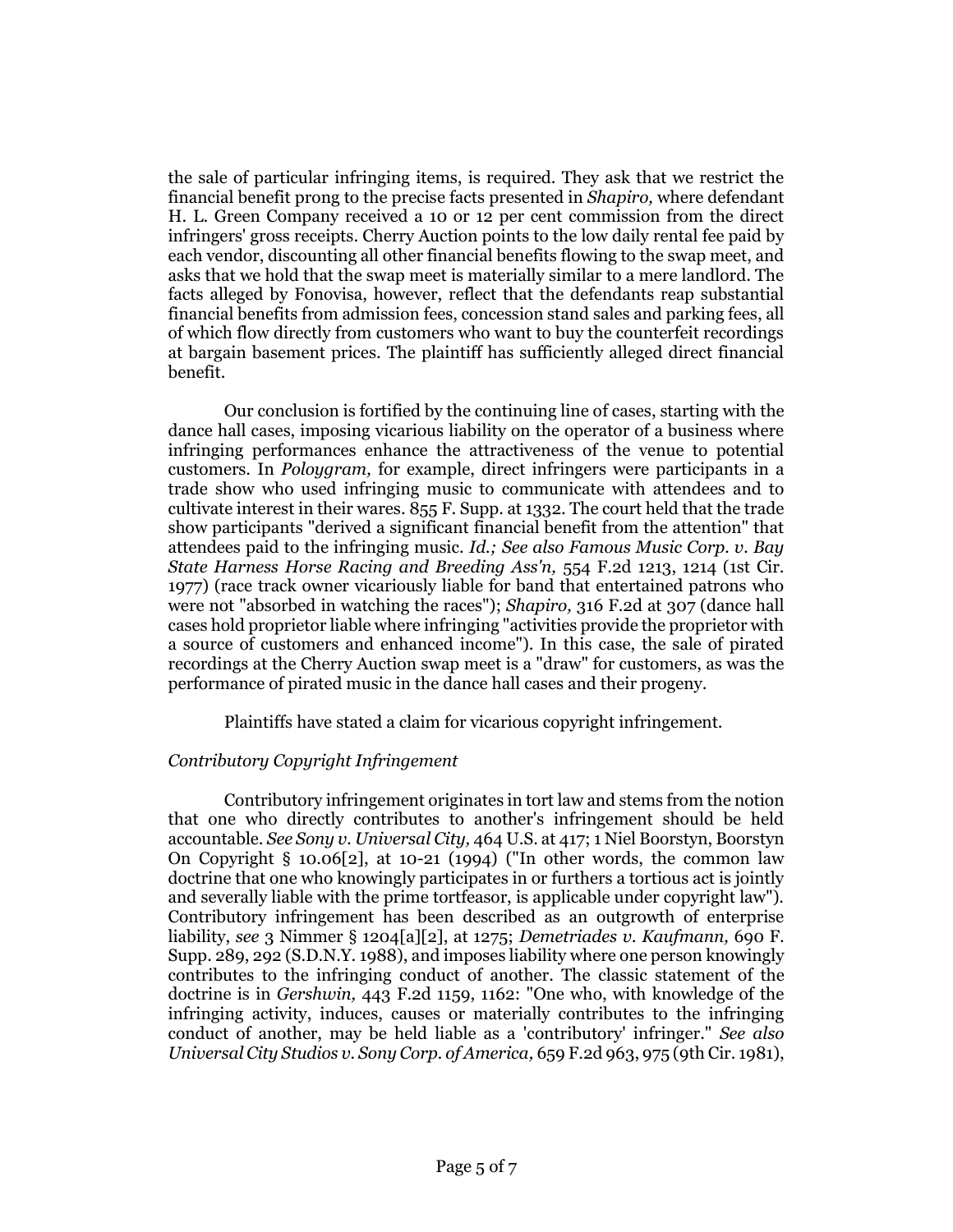the sale of particular infringing items, is required. They ask that we restrict the financial benefit prong to the precise facts presented in *Shapiro,* where defendant H. L. Green Company received a 10 or 12 per cent commission from the direct infringers' gross receipts. Cherry Auction points to the low daily rental fee paid by each vendor, discounting all other financial benefits flowing to the swap meet, and asks that we hold that the swap meet is materially similar to a mere landlord. The facts alleged by Fonovisa, however, reflect that the defendants reap substantial financial benefits from admission fees, concession stand sales and parking fees, all of which flow directly from customers who want to buy the counterfeit recordings at bargain basement prices. The plaintiff has sufficiently alleged direct financial benefit.

Our conclusion is fortified by the continuing line of cases, starting with the dance hall cases, imposing vicarious liability on the operator of a business where infringing performances enhance the attractiveness of the venue to potential customers. In *Poloygram,* for example, direct infringers were participants in a trade show who used infringing music to communicate with attendees and to cultivate interest in their wares. 855 F. Supp. at 1332. The court held that the trade show participants "derived a significant financial benefit from the attention" that attendees paid to the infringing music. *Id.; See also Famous Music Corp. v. Bay State Harness Horse Racing and Breeding Ass'n,* 554 F.2d 1213, 1214 (1st Cir. 1977) (race track owner vicariously liable for band that entertained patrons who were not "absorbed in watching the races"); *Shapiro,* 316 F.2d at 307 (dance hall cases hold proprietor liable where infringing "activities provide the proprietor with a source of customers and enhanced income"). In this case, the sale of pirated recordings at the Cherry Auction swap meet is a "draw" for customers, as was the performance of pirated music in the dance hall cases and their progeny.

Plaintiffs have stated a claim for vicarious copyright infringement.

*Contributory Copyright Infringement*

Contributory infringement originates in tort law and stems from the notion that one who directly contributes to another's infringement should be held accountable. *See Sony v. Universal City,* 464 U.S. at 417; 1 Niel Boorstyn, Boorstyn On Copyright § 10.06[2], at 10-21 (1994) ("In other words, the common law doctrine that one who knowingly participates in or furthers a tortious act is jointly and severally liable with the prime tortfeasor, is applicable under copyright law"). Contributory infringement has been described as an outgrowth of enterprise liability, *see* 3 Nimmer § 1204[a][2], at 1275; *Demetriades v. Kaufmann,* 690 F. Supp. 289, 292 (S.D.N.Y. 1988), and imposes liability where one person knowingly contributes to the infringing conduct of another. The classic statement of the doctrine is in *Gershwin,* 443 F.2d 1159, 1162: "One who, with knowledge of the infringing activity, induces, causes or materially contributes to the infringing conduct of another, may be held liable as a 'contributory' infringer." *See also Universal City Studios v. Sony Corp. of America,* 659 F.2d 963, 975 (9th Cir. 1981),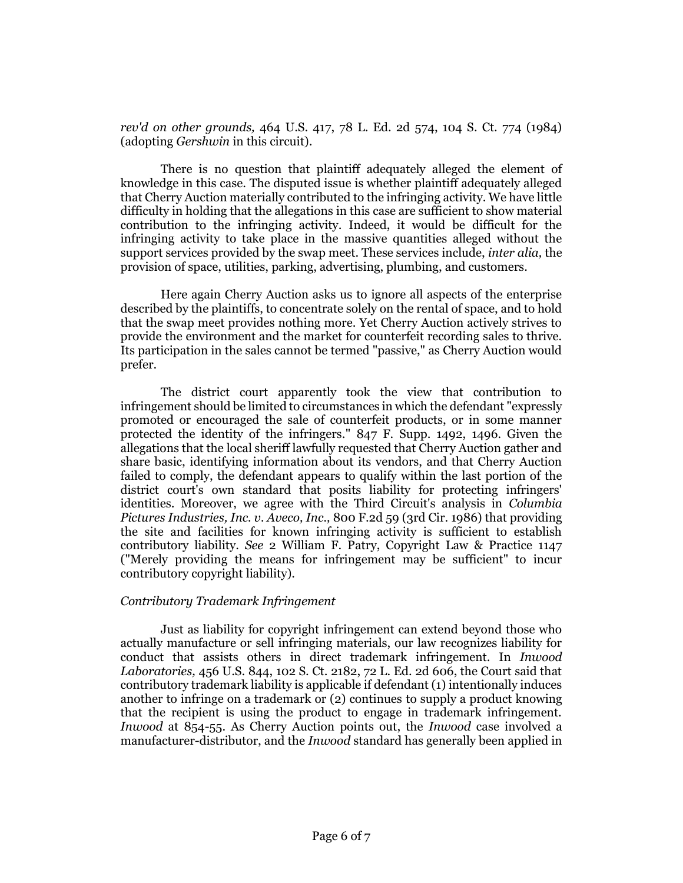*rev'd on other grounds,* 464 U.S. 417, 78 L. Ed. 2d 574, 104 S. Ct. 774 (1984) (adopting *Gershwin* in this circuit).

There is no question that plaintiff adequately alleged the element of knowledge in this case. The disputed issue is whether plaintiff adequately alleged that Cherry Auction materially contributed to the infringing activity. We have little difficulty in holding that the allegations in this case are sufficient to show material contribution to the infringing activity. Indeed, it would be difficult for the infringing activity to take place in the massive quantities alleged without the support services provided by the swap meet. These services include, *inter alia,* the provision of space, utilities, parking, advertising, plumbing, and customers.

Here again Cherry Auction asks us to ignore all aspects of the enterprise described by the plaintiffs, to concentrate solely on the rental of space, and to hold that the swap meet provides nothing more. Yet Cherry Auction actively strives to provide the environment and the market for counterfeit recording sales to thrive. Its participation in the sales cannot be termed "passive," as Cherry Auction would prefer.

The district court apparently took the view that contribution to infringement should be limited to circumstances in which the defendant "expressly promoted or encouraged the sale of counterfeit products, or in some manner protected the identity of the infringers." 847 F. Supp. 1492, 1496. Given the allegations that the local sheriff lawfully requested that Cherry Auction gather and share basic, identifying information about its vendors, and that Cherry Auction failed to comply, the defendant appears to qualify within the last portion of the district court's own standard that posits liability for protecting infringers' identities. Moreover, we agree with the Third Circuit's analysis in *Columbia Pictures Industries, Inc. v. Aveco, Inc.,* 800 F.2d 59 (3rd Cir. 1986) that providing the site and facilities for known infringing activity is sufficient to establish contributory liability. *See* 2 William F. Patry, Copyright Law & Practice 1147 ("Merely providing the means for infringement may be sufficient" to incur contributory copyright liability).

*Contributory Trademark Infringement*

Just as liability for copyright infringement can extend beyond those who actually manufacture or sell infringing materials, our law recognizes liability for conduct that assists others in direct trademark infringement. In *Inwood Laboratories,* 456 U.S. 844, 102 S. Ct. 2182, 72 L. Ed. 2d 606, the Court said that contributory trademark liability is applicable if defendant (1) intentionally induces another to infringe on a trademark or (2) continues to supply a product knowing that the recipient is using the product to engage in trademark infringement. *Inwood* at 854-55. As Cherry Auction points out, the *Inwood* case involved a manufacturer-distributor, and the *Inwood* standard has generally been applied in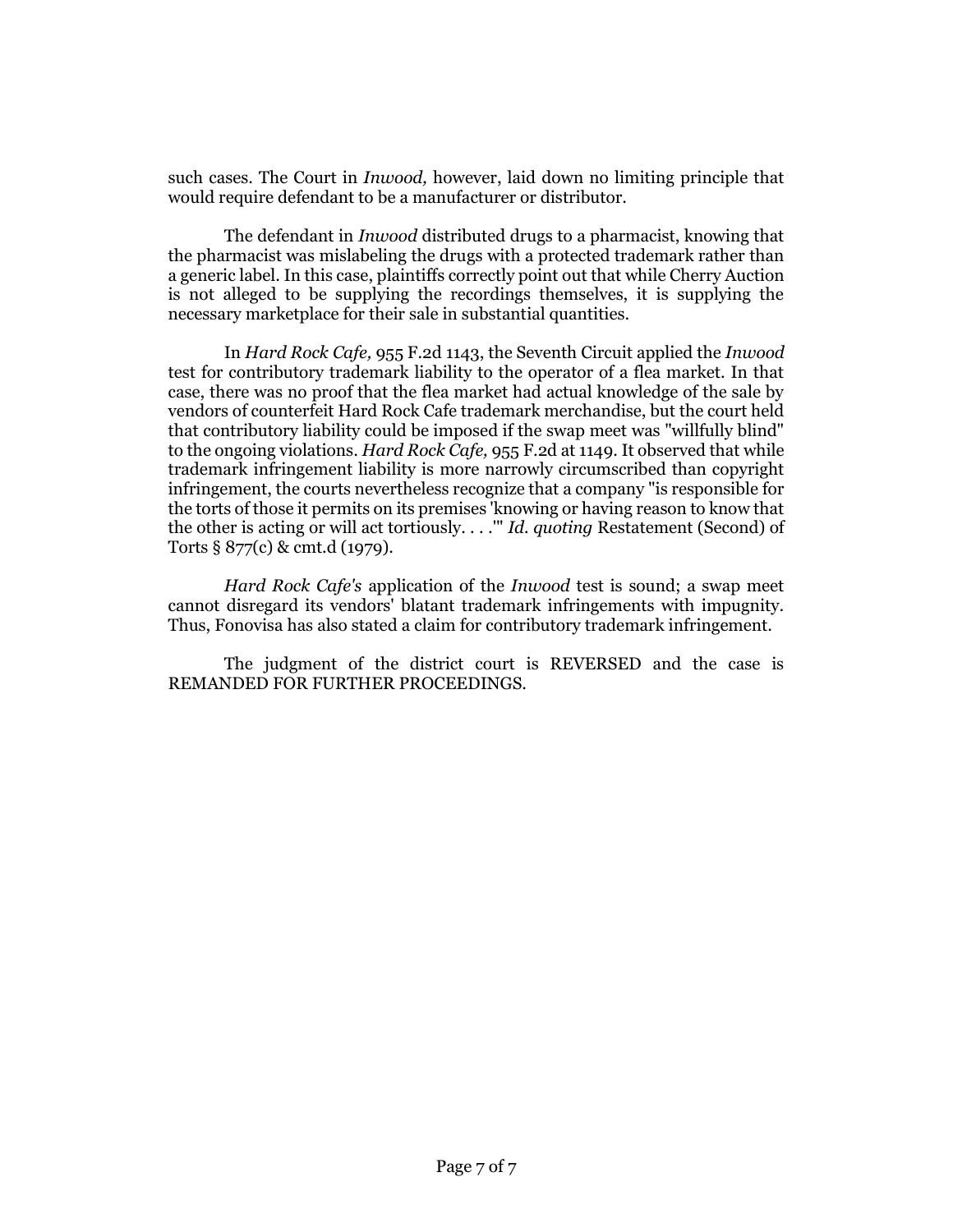such cases. The Court in *Inwood,* however, laid down no limiting principle that would require defendant to be a manufacturer or distributor.

The defendant in *Inwood* distributed drugs to a pharmacist, knowing that the pharmacist was mislabeling the drugs with a protected trademark rather than a generic label. In this case, plaintiffs correctly point out that while Cherry Auction is not alleged to be supplying the recordings themselves, it is supplying the necessary marketplace for their sale in substantial quantities.

In *Hard Rock Cafe,* 955 F.2d 1143, the Seventh Circuit applied the *Inwood* test for contributory trademark liability to the operator of a flea market. In that case, there was no proof that the flea market had actual knowledge of the sale by vendors of counterfeit Hard Rock Cafe trademark merchandise, but the court held that contributory liability could be imposed if the swap meet was "willfully blind" to the ongoing violations. *Hard Rock Cafe,* 955 F.2d at 1149. It observed that while trademark infringement liability is more narrowly circumscribed than copyright infringement, the courts nevertheless recognize that a company "is responsible for the torts of those it permits on its premises 'knowing or having reason to know that the other is acting or will act tortiously. . . .'" *Id. quoting* Restatement (Second) of Torts § 877(c) & cmt.d (1979).

*Hard Rock Cafe's* application of the *Inwood* test is sound; a swap meet cannot disregard its vendors' blatant trademark infringements with impugnity. Thus, Fonovisa has also stated a claim for contributory trademark infringement.

The judgment of the district court is REVERSED and the case is REMANDED FOR FURTHER PROCEEDINGS.